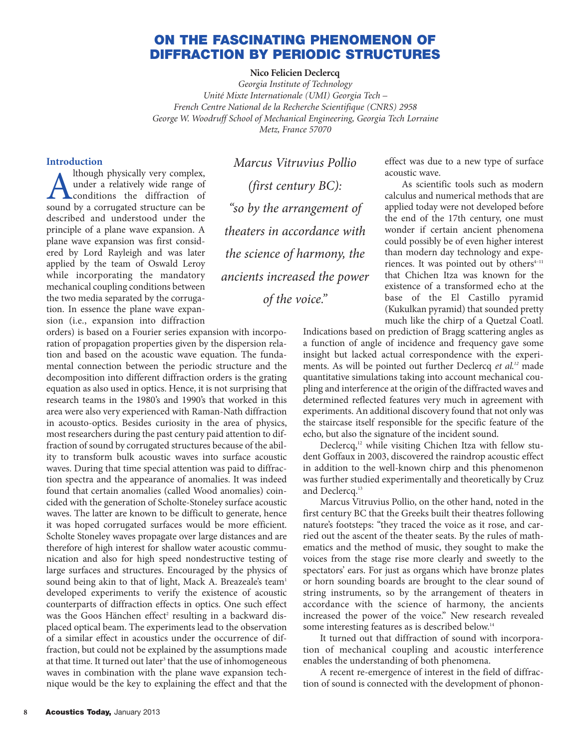# ON THE FASCINATING PHENOMENON OF DIFFRACTION BY PERIODIC STRUCTURES

**Nico Felicien Declercq**

*Georgia Institute of Technology*
*Unité Mixte Internationale (UMI) Georgia Tech –*
*French Centre National de la Recherche Scientifique (CNRS) 2958*
*George W. Woodruff School of Mechanical Engineering, Georgia Tech Lorraine*
*Metz, France 57070*

## Introduction

Although physically very complex, under a relatively wide range of conditions the diffraction of sound by a corrugated structure can be described and understood under the principle of a plane wave expansion. A plane wave expansion was first considered by Lord Rayleigh and was later applied by the team of Oswald Leroy while incorporating the mandatory mechanical coupling conditions between the two media separated by the corrugation. In essence the plane wave expansion (i.e., expansion into diffraction orders) is based on a Fourier series expansion with incorporation of propagation properties given by the dispersion relation and based on the acoustic wave equation. The fundamental connection between the periodic structure and the decomposition into different diffraction orders is the grating equation as also used in optics. Hence, it is not surprising that research teams in the 1980's and 1990's that worked in this area were also very experienced with Raman-Nath diffraction in acousto-optics. Besides curiosity in the area of physics, most researchers during the past century paid attention to diffraction of sound by corrugated structures because of the ability to transform bulk acoustic waves into surface acoustic waves. During that time special attention was paid to diffraction spectra and the appearance of anomalies. It was indeed found that certain anomalies (called Wood anomalies) coincided with the generation of Scholte-Stoneley surface acoustic waves. The latter are known to be difficult to generate, hence it was hoped corrugated surfaces would be more efficient. Scholte Stoneley waves propagate over large distances and are therefore of high interest for shallow water acoustic communication and also for high speed nondestructive testing of large surfaces and structures. Encouraged by the physics of sound being akin to that of light, Mack A. Breazeale's team[1] developed experiments to verify the existence of acoustic counterparts of diffraction effects in optics. One such effect was the Goos Hänchen effect[2] resulting in a backward displaced optical beam. The experiments lead to the observation of a similar effect in acoustics under the occurrence of diffraction, but could not be explained by the assumptions made at that time. It turned out later[3] that the use of inhomogeneous waves in combination with the plane wave expansion technique would be the key to explaining the effect and that the effect was due to a new type of surface acoustic wave.

*Marcus Vitruvius Pollio (first century BC): "so by the arrangement of theaters in accordance with the science of harmony, the ancients increased the power of the voice."*

As scientific tools such as modern calculus and numerical methods that are applied today were not developed before the end of the 17th century, one must wonder if certain ancient phenomena could possibly be of even higher interest than modern day technology and experiences. It was pointed out by others[4–11] that Chichen Itza was known for the existence of a transformed echo at the base of the El Castillo pyramid (Kukulkan pyramid) that sounded pretty much like the chirp of a Quetzal Coatl. Indications based on prediction of Bragg scattering angles as a function of angle of incidence and frequency gave some insight but lacked actual correspondence with the experiments. As will be pointed out further Declercq *et al.*[12] made quantitative simulations taking into account mechanical coupling and interference at the origin of the diffracted waves and determined reflected features very much in agreement with experiments. An additional discovery found that not only was the staircase itself responsible for the specific feature of the echo, but also the signature of the incident sound.

Declercq,[12] while visiting Chichen Itza with fellow student Goffaux in 2003, discovered the raindrop acoustic effect in addition to the well-known chirp and this phenomenon was further studied experimentally and theoretically by Cruz and Declercq.[13]

Marcus Vitruvius Pollio, on the other hand, noted in the first century BC that the Greeks built their theatres following nature's footsteps: "they traced the voice as it rose, and carried out the ascent of the theater seats. By the rules of mathematics and the method of music, they sought to make the voices from the stage rise more clearly and sweetly to the spectators' ears. For just as organs which have bronze plates or horn sounding boards are brought to the clear sound of string instruments, so by the arrangement of theaters in accordance with the science of harmony, the ancients increased the power of the voice." New research revealed some interesting features as is described below.[14]

It turned out that diffraction of sound with incorporation of mechanical coupling and acoustic interference enables the understanding of both phenomena.

A recent re-emergence of interest in the field of diffraction of sound is connected with the development of phonon-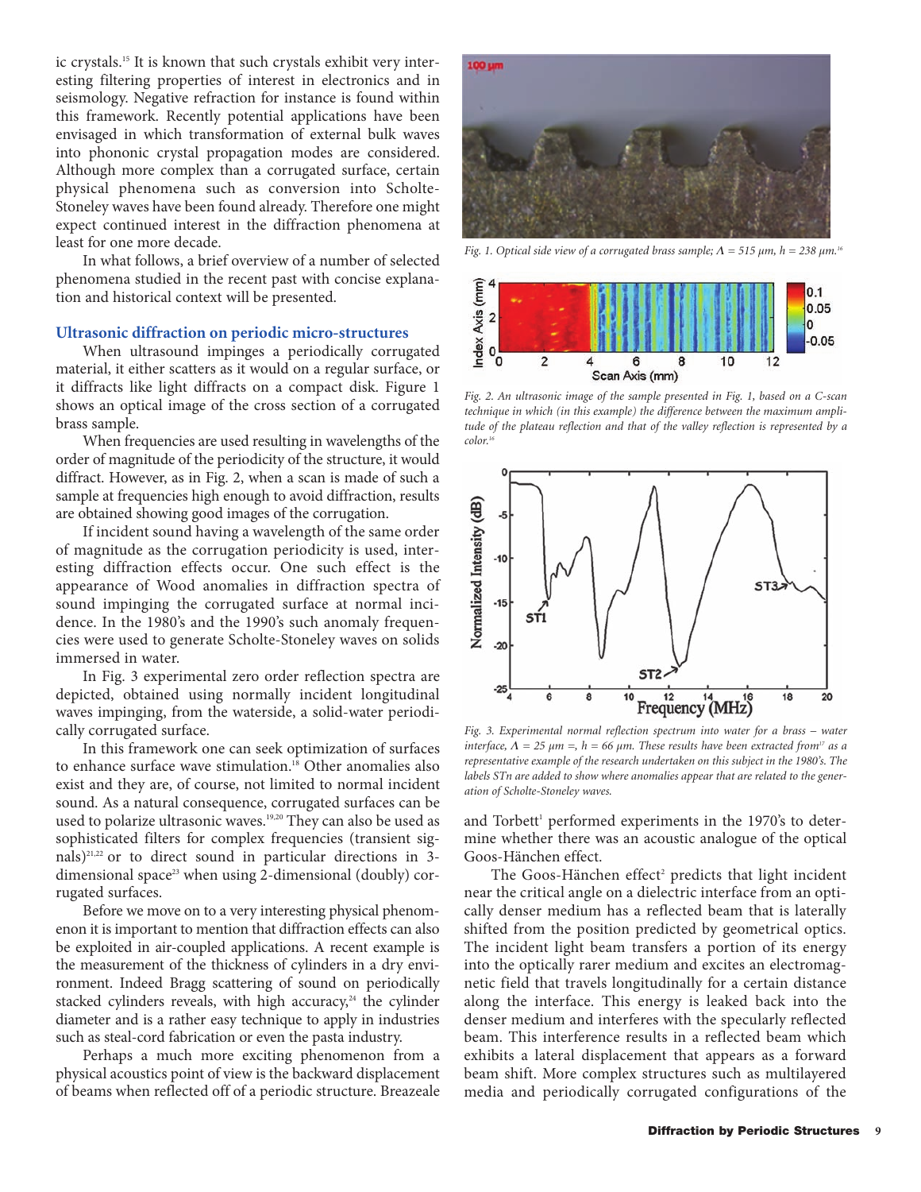ic crystals.[15] It is known that such crystals exhibit very interesting filtering properties of interest in electronics and in seismology. Negative refraction for instance is found within this framework. Recently potential applications have been envisaged in which transformation of external bulk waves into phononic crystal propagation modes are considered. Although more complex than a corrugated surface, certain physical phenomena such as conversion into Scholte-Stoneley waves have been found already. Therefore one might expect continued interest in the diffraction phenomena at least for one more decade.

In what follows, a brief overview of a number of selected phenomena studied in the recent past with concise explanation and historical context will be presented.

## Ultrasonic diffraction on periodic micro-structures

When ultrasound impinges a periodically corrugated material, it either scatters as it would on a regular surface, or it diffracts like light diffracts on a compact disk. Figure 1 shows an optical image of the cross section of a corrugated brass sample.

When frequencies are used resulting in wavelengths of the order of magnitude of the periodicity of the structure, it would diffract. However, as in Fig. 2, when a scan is made of such a sample at frequencies high enough to avoid diffraction, results are obtained showing good images of the corrugation.

If incident sound having a wavelength of the same order of magnitude as the corrugation periodicity is used, interesting diffraction effects occur. One such effect is the appearance of Wood anomalies in diffraction spectra of sound impinging the corrugated surface at normal incidence. In the 1980's and the 1990's such anomaly frequencies were used to generate Scholte-Stoneley waves on solids immersed in water.

In Fig. 3 experimental zero order reflection spectra are depicted, obtained using normally incident longitudinal waves impinging, from the waterside, a solid-water periodically corrugated surface.

In this framework one can seek optimization of surfaces to enhance surface wave stimulation.[18] Other anomalies also exist and they are, of course, not limited to normal incident sound. As a natural consequence, corrugated surfaces can be used to polarize ultrasonic waves.[19,20] They can also be used as sophisticated filters for complex frequencies (transient signals)[21,22] or to direct sound in particular directions in 3-dimensional space[23] when using 2-dimensional (doubly) corrugated surfaces.

Before we move on to a very interesting physical phenomenon it is important to mention that diffraction effects can also be exploited in air-coupled applications. A recent example is the measurement of the thickness of cylinders in a dry environment. Indeed Bragg scattering of sound on periodically stacked cylinders reveals, with high accuracy,[24] the cylinder diameter and is a rather easy technique to apply in industries such as steal-cord fabrication or even the pasta industry.

Perhaps a much more exciting phenomenon from a physical acoustics point of view is the backward displacement of beams when reflected off of a periodic structure. Breazeale and Torbett[1] performed experiments in the 1970's to determine whether there was an acoustic analogue of the optical Goos-Hänchen effect.

*Fig. 1. Optical side view of a corrugated brass sample; $\Lambda$ = 515 μm, h = 238 μm.[16]*

*Fig. 2. An ultrasonic image of the sample presented in Fig. 1, based on a C-scan technique in which (in this example) the difference between the maximum amplitude of the plateau reflection and that of the valley reflection is represented by a color.[16]*

*Fig. 3. Experimental normal reflection spectrum into water for a brass – water interface, $\Lambda$ = 25 μm =, h = 66 μm. These results have been extracted from[17] as a representative example of the research undertaken on this subject in the 1980's. The labels STn are added to show where anomalies appear that are related to the generation of Scholte-Stoneley waves.*

The Goos-Hänchen effect[2] predicts that light incident near the critical angle on a dielectric interface from an optically denser medium has a reflected beam that is laterally shifted from the position predicted by geometrical optics. The incident light beam transfers a portion of its energy into the optically rarer medium and excites an electromagnetic field that travels longitudinally for a certain distance along the interface. This energy is leaked back into the denser medium and interferes with the specularly reflected beam. This interference results in a reflected beam which exhibits a lateral displacement that appears as a forward beam shift. More complex structures such as multilayered media and periodically corrugated configurations of the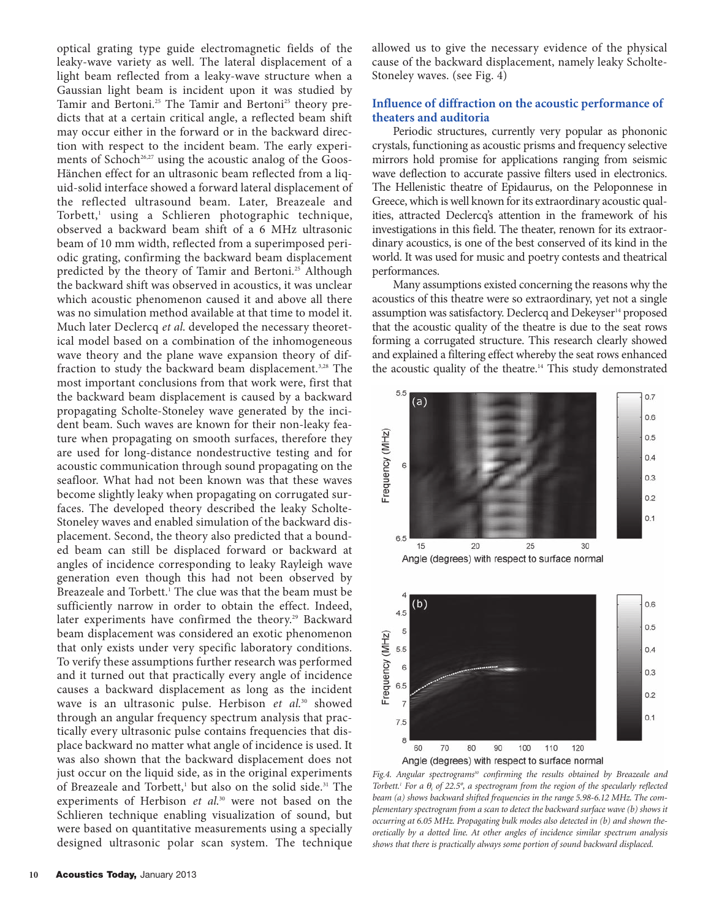optical grating type guide electromagnetic fields of the leaky-wave variety as well. The lateral displacement of a light beam reflected from a leaky-wave structure when a Gaussian light beam is incident upon it was studied by Tamir and Bertoni.[25] The Tamir and Bertoni[25] theory predicts that at a certain critical angle, a reflected beam shift may occur either in the forward or in the backward direction with respect to the incident beam. The early experiments of Schoch[26,27] using the acoustic analog of the Goos-Hänchen effect for an ultrasonic beam reflected from a liquid-solid interface showed a forward lateral displacement of the reflected ultrasound beam. Later, Breazeale and Torbett,[1] using a Schlieren photographic technique, observed a backward beam shift of a 6 MHz ultrasonic beam of 10 mm width, reflected from a superimposed periodic grating, confirming the backward beam displacement predicted by the theory of Tamir and Bertoni.[25] Although the backward shift was observed in acoustics, it was unclear which acoustic phenomenon caused it and above all there was no simulation method available at that time to model it. Much later Declercq *et al*. developed the necessary theoretical model based on a combination of the inhomogeneous wave theory and the plane wave expansion theory of diffraction to study the backward beam displacement.[3,28] The most important conclusions from that work were, first that the backward beam displacement is caused by a backward propagating Scholte-Stoneley wave generated by the incident beam. Such waves are known for their non-leaky feature when propagating on smooth surfaces, therefore they are used for long-distance nondestructive testing and for acoustic communication through sound propagating on the seafloor. What had not been known was that these waves become slightly leaky when propagating on corrugated surfaces. The developed theory described the leaky Scholte-Stoneley waves and enabled simulation of the backward displacement. Second, the theory also predicted that a bounded beam can still be displaced forward or backward at angles of incidence corresponding to leaky Rayleigh wave generation even though this had not been observed by Breazeale and Torbett.[1] The clue was that the beam must be sufficiently narrow in order to obtain the effect. Indeed, later experiments have confirmed the theory.[29] Backward beam displacement was considered an exotic phenomenon that only exists under very specific laboratory conditions. To verify these assumptions further research was performed and it turned out that practically every angle of incidence causes a backward displacement as long as the incident wave is an ultrasonic pulse. Herbison *et al.*[30] showed through an angular frequency spectrum analysis that practically every ultrasonic pulse contains frequencies that displace backward no matter what angle of incidence is used. It was also shown that the backward displacement does not just occur on the liquid side, as in the original experiments of Breazeale and Torbett,[1] but also on the solid side.[31] The experiments of Herbison *et al.*[30] were not based on the Schlieren technique enabling visualization of sound, but were based on quantitative measurements using a specially designed ultrasonic polar scan system. The technique allowed us to give the necessary evidence of the physical cause of the backward displacement, namely leaky Scholte-Stoneley waves. (see Fig. 4)

## Influence of diffraction on the acoustic performance of theaters and auditoria

Periodic structures, currently very popular as phononic crystals, functioning as acoustic prisms and frequency selective mirrors hold promise for applications ranging from seismic wave deflection to accurate passive filters used in electronics. The Hellenistic theatre of Epidaurus, on the Peloponnese in Greece, which is well known for its extraordinary acoustic qualities, attracted Declercq's attention in the framework of his investigations in this field. The theater, renown for its extraordinary acoustics, is one of the best conserved of its kind in the world. It was used for music and poetry contests and theatrical performances.

Many assumptions existed concerning the reasons why the acoustics of this theatre were so extraordinary, yet not a single assumption was satisfactory. Declercq and Dekeyser[14] proposed that the acoustic quality of the theatre is due to the seat rows forming a corrugated structure. This research clearly showed and explained a filtering effect whereby the seat rows enhanced the acoustic quality of the theatre.[14] This study demonstrated

*Fig.4. Angular spectrograms[30] confirming the results obtained by Breazeale and Torbett.[1] For a $\theta_i$ of 22.5°, a spectrogram from the region of the specularly reflected beam (a) shows backward shifted frequencies in the range 5.98-6.12 MHz. The complementary spectrogram from a scan to detect the backward surface wave (b) shows it occurring at 6.05 MHz. Propagating bulk modes also detected in (b) and shown theoretically by a dotted line. At other angles of incidence similar spectrum analysis shows that there is practically always some portion of sound backward displaced.*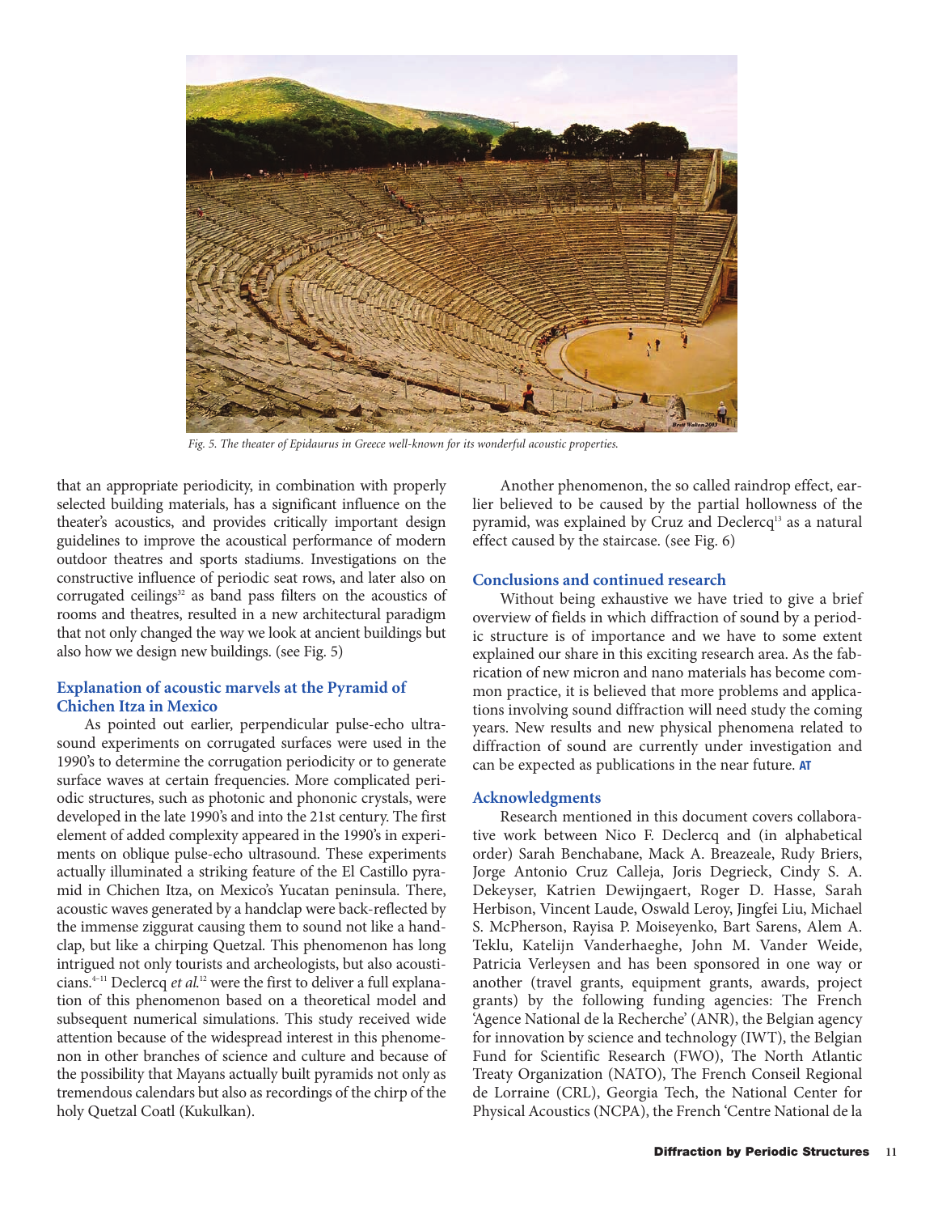*Fig. 5. The theater of Epidaurus in Greece well-known for its wonderful acoustic properties.*

that an appropriate periodicity, in combination with properly selected building materials, has a significant influence on the theater's acoustics, and provides critically important design guidelines to improve the acoustical performance of modern outdoor theatres and sports stadiums. Investigations on the constructive influence of periodic seat rows, and later also on corrugated ceilings[32] as band pass filters on the acoustics of rooms and theatres, resulted in a new architectural paradigm that not only changed the way we look at ancient buildings but also how we design new buildings. (see Fig. 5)

### Explanation of acoustic marvels at the Pyramid of Chichen Itza in Mexico

As pointed out earlier, perpendicular pulse-echo ultrasound experiments on corrugated surfaces were used in the 1990's to determine the corrugation periodicity or to generate surface waves at certain frequencies. More complicated periodic structures, such as photonic and phononic crystals, were developed in the late 1990's and into the 21st century. The first element of added complexity appeared in the 1990's in experiments on oblique pulse-echo ultrasound. These experiments actually illuminated a striking feature of the El Castillo pyramid in Chichen Itza, on Mexico's Yucatan peninsula. There, acoustic waves generated by a handclap were back-reflected by the immense ziggurat causing them to sound not like a handclap, but like a chirping Quetzal. This phenomenon has long intrigued not only tourists and archeologists, but also acousticians.[4–11] Declercq *et al.*[12] were the first to deliver a full explanation of this phenomenon based on a theoretical model and subsequent numerical simulations. This study received wide attention because of the widespread interest in this phenomenon in other branches of science and culture and because of the possibility that Mayans actually built pyramids not only as tremendous calendars but also as recordings of the chirp of the holy Quetzal Coatl (Kukulkan).

Another phenomenon, the so called raindrop effect, earlier believed to be caused by the partial hollowness of the pyramid, was explained by Cruz and Declercq[13] as a natural effect caused by the staircase. (see Fig. 6)

### Conclusions and continued research

Without being exhaustive we have tried to give a brief overview of fields in which diffraction of sound by a periodic structure is of importance and we have to some extent explained our share in this exciting research area. As the fabrication of new micron and nano materials has become common practice, it is believed that more problems and applications involving sound diffraction will need study the coming years. New results and new physical phenomena related to diffraction of sound are currently under investigation and can be expected as publications in the near future. **AT**

### Acknowledgments

Research mentioned in this document covers collaborative work between Nico F. Declercq and (in alphabetical order) Sarah Benchabane, Mack A. Breazeale, Rudy Briers, Jorge Antonio Cruz Calleja, Joris Degrieck, Cindy S. A. Dekeyser, Katrien Dewijngaert, Roger D. Hasse, Sarah Herbison, Vincent Laude, Oswald Leroy, Jingfei Liu, Michael S. McPherson, Rayisa P. Moiseyenko, Bart Sarens, Alem A. Teklu, Katelijn Vanderhaeghe, John M. Vander Weide, Patricia Verleysen and has been sponsored in one way or another (travel grants, equipment grants, awards, project grants) by the following funding agencies: The French 'Agence National de la Recherche' (ANR), the Belgian agency for innovation by science and technology (IWT), the Belgian Fund for Scientific Research (FWO), The North Atlantic Treaty Organization (NATO), The French Conseil Regional de Lorraine (CRL), Georgia Tech, the National Center for Physical Acoustics (NCPA), the French 'Centre National de la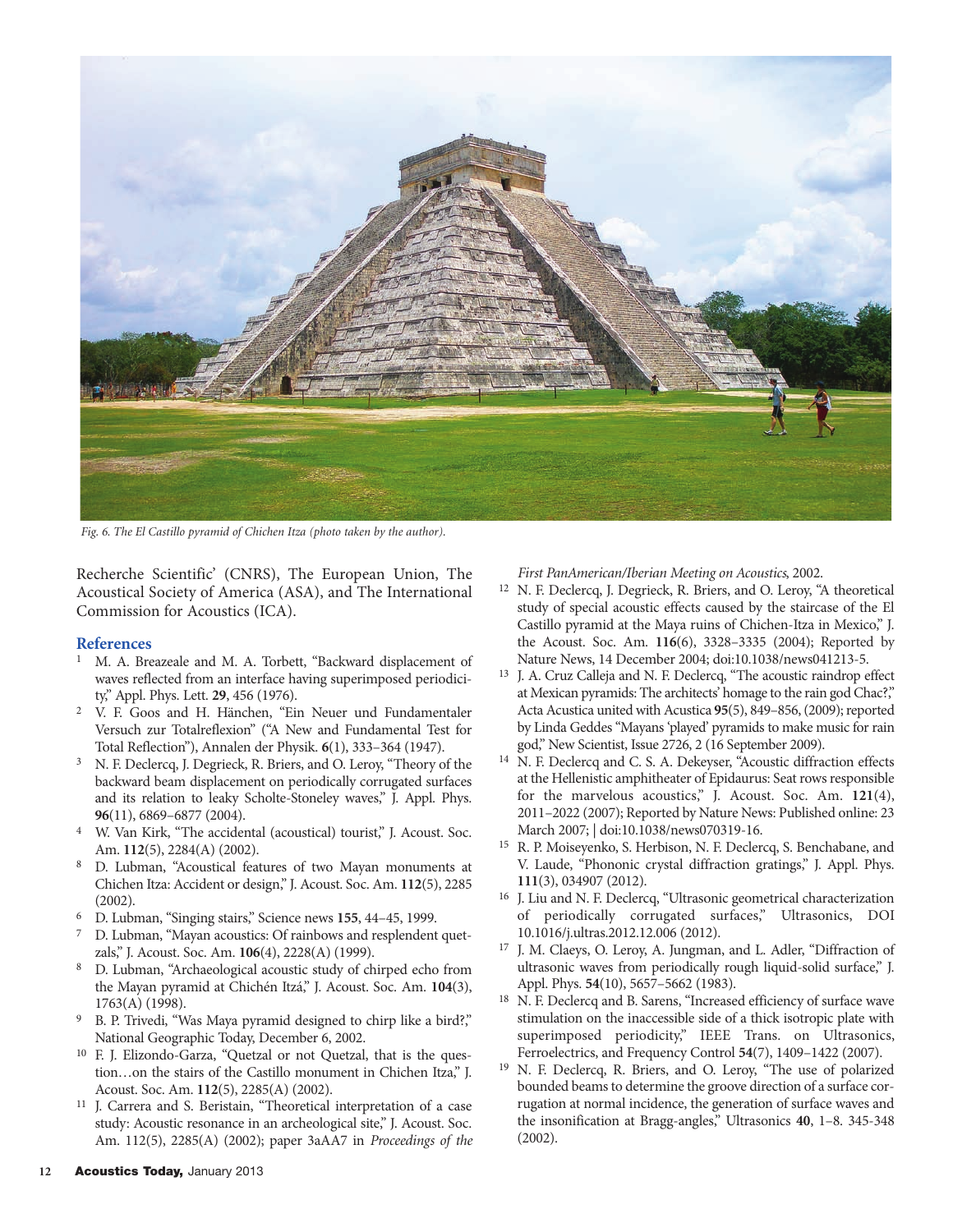*Fig. 6. The El Castillo pyramid of Chichen Itza (photo taken by the author).*

Recherche Scientific' (CNRS), The European Union, The Acoustical Society of America (ASA), and The International Commission for Acoustics (ICA).

## References

[1] M. A. Breazeale and M. A. Torbett, "Backward displacement of waves reflected from an interface having superimposed periodicity," Appl. Phys. Lett. **29**, 456 (1976).

[2] V. F. Goos and H. Hänchen, "Ein Neuer und Fundamentaler Versuch zur Totalreflexion" ("A New and Fundamental Test for Total Reflection"), Annalen der Physik. **6**(1), 333–364 (1947).

[3] N. F. Declercq, J. Degrieck, R. Briers, and O. Leroy, "Theory of the backward beam displacement on periodically corrugated surfaces and its relation to leaky Scholte-Stoneley waves," J. Appl. Phys. **96**(11), 6869–6877 (2004).

[4] W. Van Kirk, "The accidental (acoustical) tourist," J. Acoust. Soc. Am. **112**(5), 2284(A) (2002).

[8] D. Lubman, "Acoustical features of two Mayan monuments at Chichen Itza: Accident or design," J. Acoust. Soc. Am. **112**(5), 2285 (2002).

[6] D. Lubman, "Singing stairs," Science news **155**, 44–45, 1999.

[7] D. Lubman, "Mayan acoustics: Of rainbows and resplendent quetzals," J. Acoust. Soc. Am. **106**(4), 2228(A) (1999).

[8] D. Lubman, "Archaeological acoustic study of chirped echo from the Mayan pyramid at Chichén Itzá," J. Acoust. Soc. Am. **104**(3), 1763(A) (1998).

[9] B. P. Trivedi, "Was Maya pyramid designed to chirp like a bird?," National Geographic Today, December 6, 2002.

[10] F. J. Elizondo-Garza, "Quetzal or not Quetzal, that is the question…on the stairs of the Castillo monument in Chichen Itza," J. Acoust. Soc. Am. **112**(5), 2285(A) (2002).

[11] J. Carrera and S. Beristain, "Theoretical interpretation of a case study: Acoustic resonance in an archeological site," J. Acoust. Soc. Am. 112(5), 2285(A) (2002); paper 3aAA7 in *Proceedings of the First PanAmerican/Iberian Meeting on Acoustics*, 2002.

[12] N. F. Declercq, J. Degrieck, R. Briers, and O. Leroy, "A theoretical study of special acoustic effects caused by the staircase of the El Castillo pyramid at the Maya ruins of Chichen-Itza in Mexico," J. the Acoust. Soc. Am. **116**(6), 3328–3335 (2004); Reported by Nature News, 14 December 2004; doi:10.1038/news041213-5.

[13] J. A. Cruz Calleja and N. F. Declercq, "The acoustic raindrop effect at Mexican pyramids: The architects' homage to the rain god Chac?," Acta Acustica united with Acustica **95**(5), 849–856, (2009); reported by Linda Geddes "Mayans 'played' pyramids to make music for rain god," New Scientist, Issue 2726, 2 (16 September 2009).

[14] N. F. Declercq and C. S. A. Dekeyser, "Acoustic diffraction effects at the Hellenistic amphitheater of Epidaurus: Seat rows responsible for the marvelous acoustics," J. Acoust. Soc. Am. **121**(4), 2011–2022 (2007); Reported by Nature News: Published online: 23 March 2007; | doi:10.1038/news070319-16.

[15] R. P. Moiseyenko, S. Herbison, N. F. Declercq, S. Benchabane, and V. Laude, "Phononic crystal diffraction gratings," J. Appl. Phys. **111**(3), 034907 (2012).

[16] J. Liu and N. F. Declercq, "Ultrasonic geometrical characterization of periodically corrugated surfaces," Ultrasonics, DOI 10.1016/j.ultras.2012.12.006 (2012).

[17] J. M. Claeys, O. Leroy, A. Jungman, and L. Adler, "Diffraction of ultrasonic waves from periodically rough liquid-solid surface," J. Appl. Phys. **54**(10), 5657–5662 (1983).

[18] N. F. Declercq and B. Sarens, "Increased efficiency of surface wave stimulation on the inaccessible side of a thick isotropic plate with superimposed periodicity," IEEE Trans. on Ultrasonics, Ferroelectrics, and Frequency Control **54**(7), 1409–1422 (2007).

[19] N. F. Declercq, R. Briers, and O. Leroy, "The use of polarized bounded beams to determine the groove direction of a surface corrugation at normal incidence, the generation of surface waves and the insonification at Bragg-angles," Ultrasonics **40**, 1–8. 345-348 (2002).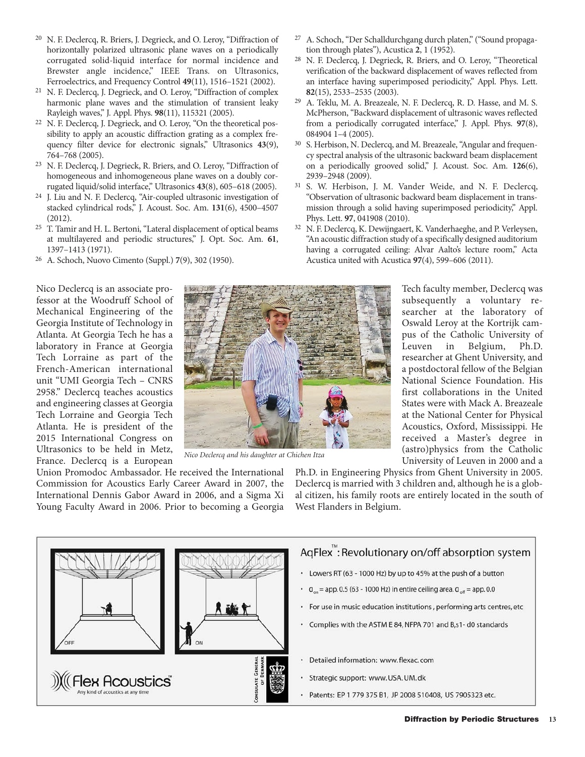[20] N. F. Declercq, R. Briers, J. Degrieck, and O. Leroy, "Diffraction of horizontally polarized ultrasonic plane waves on a periodically corrugated solid-liquid interface for normal incidence and Brewster angle incidence," IEEE Trans. on Ultrasonics, Ferroelectrics, and Frequency Control **49**(11), 1516–1521 (2002).

[21] N. F. Declercq, J. Degrieck, and O. Leroy, "Diffraction of complex harmonic plane waves and the stimulation of transient leaky Rayleigh waves," J. Appl. Phys. **98**(11), 115321 (2005).

[22] N. F. Declercq, J. Degrieck, and O. Leroy, "On the theoretical possibility to apply an acoustic diffraction grating as a complex frequency filter device for electronic signals," Ultrasonics **43**(9), 764–768 (2005).

[23] N. F. Declercq, J. Degrieck, R. Briers, and O. Leroy, "Diffraction of homogeneous and inhomogeneous plane waves on a doubly corrugated liquid/solid interface," Ultrasonics **43**(8), 605–618 (2005).

[24] J. Liu and N. F. Declercq, "Air-coupled ultrasonic investigation of stacked cylindrical rods," J. Acoust. Soc. Am. **131**(6), 4500–4507 (2012).

[25] T. Tamir and H. L. Bertoni, "Lateral displacement of optical beams at multilayered and periodic structures," J. Opt. Soc. Am. **61**, 1397–1413 (1971).

[26] A. Schoch, Nuovo Cimento (Suppl.) **7**(9), 302 (1950).

[27] A. Schoch, "Der Schalldurchgang durch platen," ("Sound propagation through plates"), Acustica **2**, 1 (1952).

[28] N. F. Declercq, J. Degrieck, R. Briers, and O. Leroy, "Theoretical verification of the backward displacement of waves reflected from an interface having superimposed periodicity," Appl. Phys. Lett. **82**(15), 2533–2535 (2003).

[29] A. Teklu, M. A. Breazeale, N. F. Declercq, R. D. Hasse, and M. S. McPherson, "Backward displacement of ultrasonic waves reflected from a periodically corrugated interface," J. Appl. Phys. **97**(8), 084904 1–4 (2005).

[30] S. Herbison, N. Declercq, and M. Breazeale, "Angular and frequency spectral analysis of the ultrasonic backward beam displacement on a periodically grooved solid," J. Acoust. Soc. Am. **126**(6), 2939–2948 (2009).

[31] S. W. Herbison, J. M. Vander Weide, and N. F. Declercq, "Observation of ultrasonic backward beam displacement in transmission through a solid having superimposed periodicity," Appl. Phys. Lett. **97**, 041908 (2010).

[32] N. F. Declercq, K. Dewijngaert, K. Vanderhaeghe, and P. Verleysen, "An acoustic diffraction study of a specifically designed auditorium having a corrugated ceiling: Alvar Aalto's lecture room," Acta Acustica united with Acustica **97**(4), 599–606 (2011).

*Nico Declercq and his daughter at Chichen Itza*

Nico Declercq is an associate professor at the Woodruff School of Mechanical Engineering of the Georgia Institute of Technology in Atlanta. At Georgia Tech he has a laboratory in France at Georgia Tech Lorraine as part of the French-American international unit "UMI Georgia Tech – CNRS 2958." Declercq teaches acoustics and engineering classes at Georgia Tech Lorraine and Georgia Tech Atlanta. He is president of the 2015 International Congress on Ultrasonics to be held in Metz, France. Declercq is a European Union Promodoc Ambassador. He received the International Commission for Acoustics Early Career Award in 2007, the International Dennis Gabor Award in 2006, and a Sigma Xi Young Faculty Award in 2006. Prior to becoming a Georgia Tech faculty member, Declercq was subsequently a voluntary researcher at the laboratory of Oswald Leroy at the Kortrijk campus of the Catholic University of Leuven in Belgium, Ph.D. researcher at Ghent University, and a postdoctoral fellow of the Belgian National Science Foundation. His first collaborations in the United States were with Mack A. Breazeale at the National Center for Physical Acoustics, Oxford, Mississippi. He received a Master's degree in (astro)physics from the Catholic University of Leuven in 2000 and a Ph.D. in Engineering Physics from Ghent University in 2005. Declercq is married with 3 children and, although he is a global citizen, his family roots are entirely located in the south of West Flanders in Belgium.

AqFlex™: Revolutionary on/off absorption system

- Lowers RT (63 - 1000 Hz) by up to 45% at the push of a button
- $\alpha_{on}$ = app. 0.5 (63 - 1000 Hz) in entire ceiling area. $\alpha_{off}$ = app. 0.0
- For use in music education institutions, performing arts centres, etc
- Complies with the ASTM E 84, NFPA 701 and B,s1- d0 standards
- Detailed information: www.flexac.com
- Strategic support: www.USA.UM.dk
- Patents: EP 1 779 375 B1, JP 2008 510408, US 7905323 etc.

OFF

ON

Flex Acoustics™
Any kind of acoustics at any time

Consulate General of Denmark